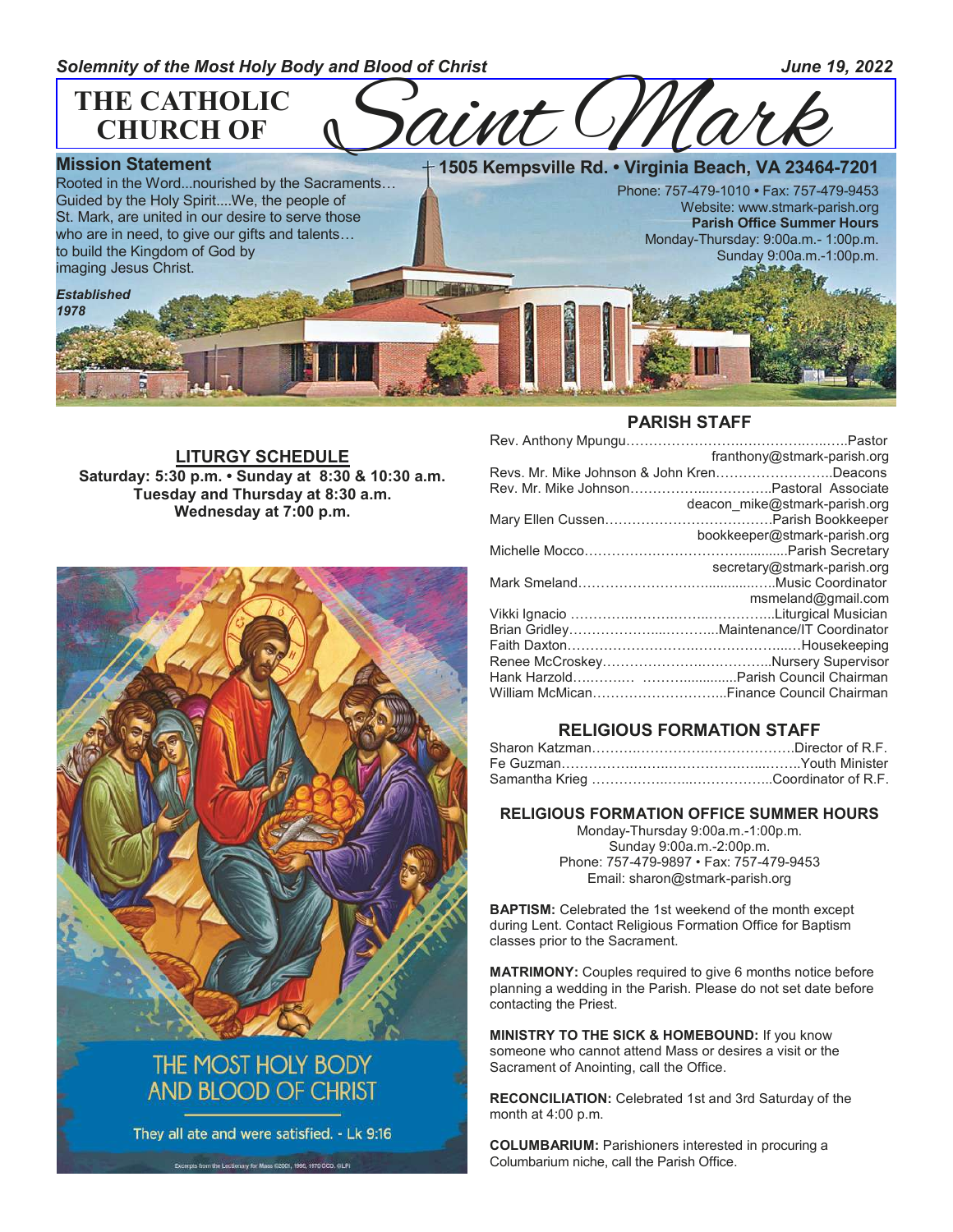*Solemnity of the Most Holy Body and Blood of Christ* *June 19, 2022*

# THE CATHOLIC CHURCH OF Saint Mark

**Mission Statement**
Rooted in the Word...nourished by the Sacraments… Guided by the Holy Spirit....We, the people of St. Mark, are united in our desire to serve those who are in need, to give our gifts and talents… to build the Kingdom of God by imaging Jesus Christ.

*Established 1978*

**1505 Kempsville Rd. • Virginia Beach, VA 23464-7201**
Phone: 757-479-1010 • Fax: 757-479-9453
Website: www.stmark-parish.org
**Parish Office Summer Hours**
Monday-Thursday: 9:00a.m.- 1:00p.m.
Sunday 9:00a.m.-1:00p.m.

## LITURGY SCHEDULE

**Saturday: 5:30 p.m. • Sunday at 8:30 & 10:30 a.m.**
**Tuesday and Thursday at 8:30 a.m.**
**Wednesday at 7:00 p.m.**

THE MOST HOLY BODY AND BLOOD OF CHRIST

They all ate and were satisfied. - Lk 9:16

Excerpts from the Lectionary for Mass ©2001, 1998, 1970 CCD. ©LPi

## PARISH STAFF

Rev. Anthony Mpungu……………………………………Pastor
franthony@stmark-parish.org
Revs. Mr. Mike Johnson & John Kren…………………..Deacons
Rev. Mr. Mike Johnson…………………………..Pastoral Associate
deacon_mike@stmark-parish.org
Mary Ellen Cussen………………………………Parish Bookkeeper
bookkeeper@stmark-parish.org
Michelle Mocco………………………………….Parish Secretary
secretary@stmark-parish.org
Mark Smeland……………………………….Music Coordinator
msmeland@gmail.com
Vikki Ignacio …………………………………Liturgical Musician
Brian Gridley………………………...Maintenance/IT Coordinator
Faith Daxton………………………………………Housekeeping
Renee McCroskey……………………………..Nursery Supervisor
Hank Harzold…………. ……………....Parish Council Chairman
William McMican………………………...Finance Council Chairman

## RELIGIOUS FORMATION STAFF

Sharon Katzman……………………………………Director of R.F.
Fe Guzman……………………………………………Youth Minister
Samantha Krieg ……………………………..Coordinator of R.F.

## RELIGIOUS FORMATION OFFICE SUMMER HOURS

Monday-Thursday 9:00a.m.-1:00p.m.
Sunday 9:00a.m.-2:00p.m.
Phone: 757-479-9897 • Fax: 757-479-9453
Email: sharon@stmark-parish.org

**BAPTISM:** Celebrated the 1st weekend of the month except during Lent. Contact Religious Formation Office for Baptism classes prior to the Sacrament.

**MATRIMONY:** Couples required to give 6 months notice before planning a wedding in the Parish. Please do not set date before contacting the Priest.

**MINISTRY TO THE SICK & HOMEBOUND:** If you know someone who cannot attend Mass or desires a visit or the Sacrament of Anointing, call the Office.

**RECONCILIATION:** Celebrated 1st and 3rd Saturday of the month at 4:00 p.m.

**COLUMBARIUM:** Parishioners interested in procuring a Columbarium niche, call the Parish Office.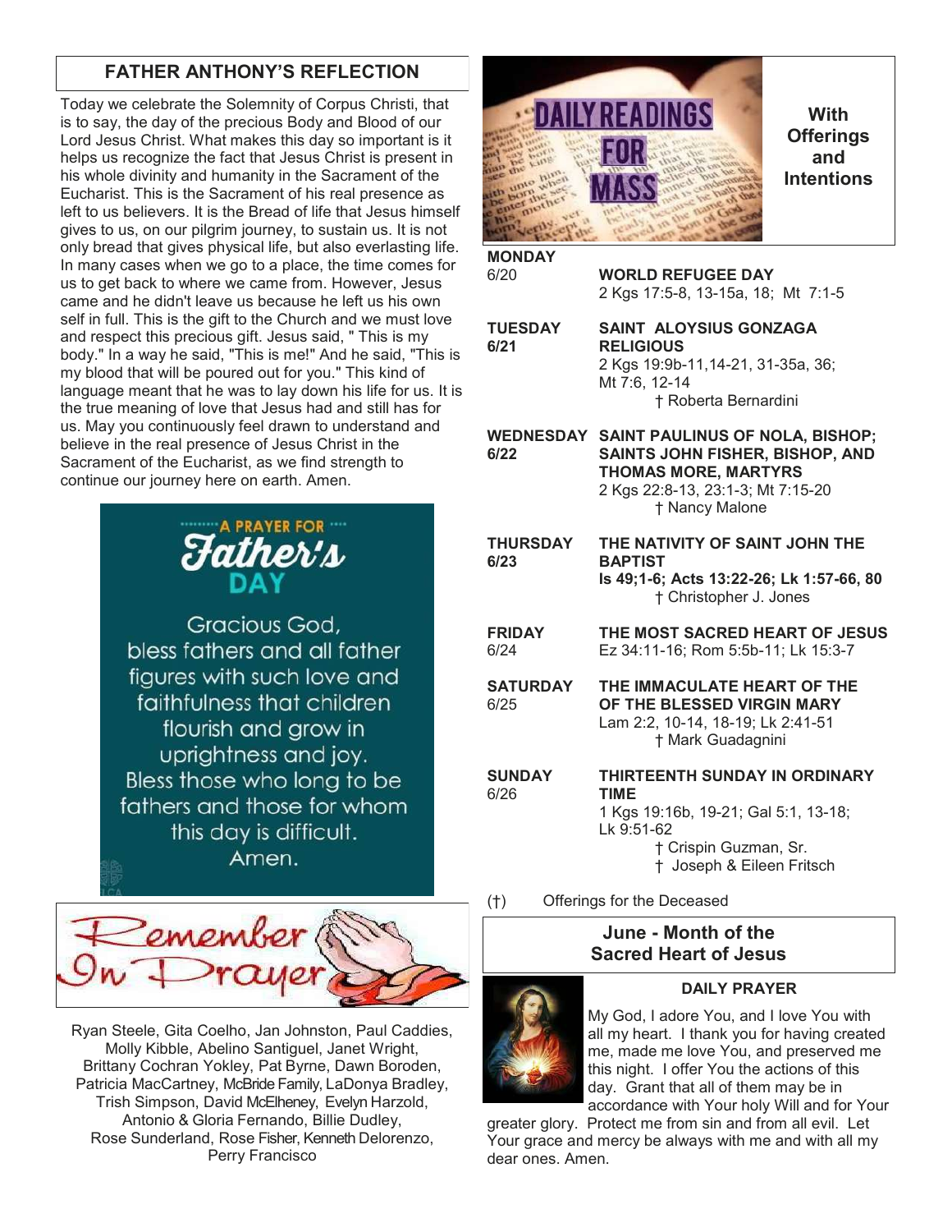## FATHER ANTHONY'S REFLECTION

Today we celebrate the Solemnity of Corpus Christi, that is to say, the day of the precious Body and Blood of our Lord Jesus Christ. What makes this day so important is it helps us recognize the fact that Jesus Christ is present in his whole divinity and humanity in the Sacrament of the Eucharist. This is the Sacrament of his real presence as left to us believers. It is the Bread of life that Jesus himself gives to us, on our pilgrim journey, to sustain us. It is not only bread that gives physical life, but also everlasting life. In many cases when we go to a place, the time comes for us to get back to where we came from. However, Jesus came and he didn't leave us because he left us his own self in full. This is the gift to the Church and we must love and respect this precious gift. Jesus said, " This is my body." In a way he said, "This is me!" And he said, "This is my blood that will be poured out for you." This kind of language meant that he was to lay down his life for us. It is the true meaning of love that Jesus had and still has for us. May you continuously feel drawn to understand and believe in the real presence of Jesus Christ in the Sacrament of the Eucharist, as we find strength to continue our journey here on earth. Amen.

### A PRAYER FOR Father's DAY

Gracious God, bless fathers and all father figures with such love and faithfulness that children flourish and grow in uprightness and joy. Bless those who long to be fathers and those for whom this day is difficult. Amen.

### Remember In Prayer

Ryan Steele, Gita Coelho, Jan Johnston, Paul Caddies, Molly Kibble, Abelino Santiguel, Janet Wright, Brittany Cochran Yokley, Pat Byrne, Dawn Boroden, Patricia MacCartney, McBride Family, LaDonya Bradley, Trish Simpson, David McElheney, Evelyn Harzold, Antonio & Gloria Fernando, Billie Dudley, Rose Sunderland, Rose Fisher, Kenneth Delorenzo, Perry Francisco

## DAILY READINGS FOR MASS With Offerings and Intentions

**MONDAY** 6/20 — **WORLD REFUGEE DAY**
2 Kgs 17:5-8, 13-15a, 18; Mt 7:1-5

**TUESDAY 6/21** — **SAINT ALOYSIUS GONZAGA RELIGIOUS**
2 Kgs 19:9b-11,14-21, 31-35a, 36; Mt 7:6, 12-14
† Roberta Bernardini

**WEDNESDAY 6/22** — **SAINT PAULINUS OF NOLA, BISHOP; SAINTS JOHN FISHER, BISHOP, AND THOMAS MORE, MARTYRS**
2 Kgs 22:8-13, 23:1-3; Mt 7:15-20
† Nancy Malone

**THURSDAY 6/23** — **THE NATIVITY OF SAINT JOHN THE BAPTIST**
**Is 49;1-6; Acts 13:22-26; Lk 1:57-66, 80**
† Christopher J. Jones

**FRIDAY** 6/24 — **THE MOST SACRED HEART OF JESUS**
Ez 34:11-16; Rom 5:5b-11; Lk 15:3-7

**SATURDAY** 6/25 — **THE IMMACULATE HEART OF THE OF THE BLESSED VIRGIN MARY**
Lam 2:2, 10-14, 18-19; Lk 2:41-51
† Mark Guadagnini

**SUNDAY** 6/26 — **THIRTEENTH SUNDAY IN ORDINARY TIME**
1 Kgs 19:16b, 19-21; Gal 5:1, 13-18; Lk 9:51-62
† Crispin Guzman, Sr.
† Joseph & Eileen Fritsch

(†) Offerings for the Deceased

### June - Month of the Sacred Heart of Jesus

**DAILY PRAYER**

My God, I adore You, and I love You with all my heart. I thank you for having created me, made me love You, and preserved me this night. I offer You the actions of this day. Grant that all of them may be in accordance with Your holy Will and for Your greater glory. Protect me from sin and from all evil. Let Your grace and mercy be always with me and with all my dear ones. Amen.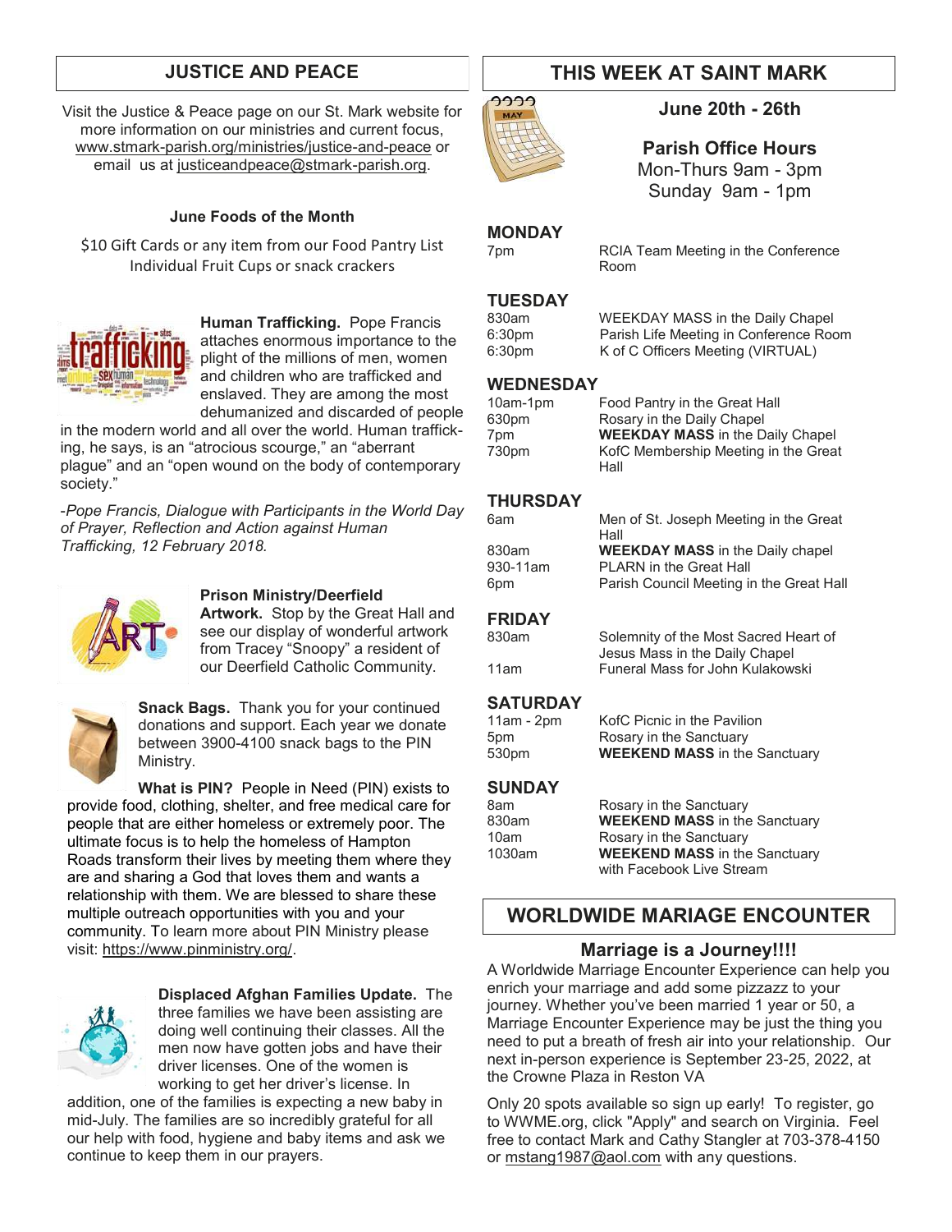## JUSTICE AND PEACE

Visit the Justice & Peace page on our St. Mark website for more information on our ministries and current focus, www.stmark-parish.org/ministries/justice-and-peace or email us at justiceandpeace@stmark-parish.org.

### June Foods of the Month

$10 Gift Cards or any item from our Food Pantry List
Individual Fruit Cups or snack crackers

**Human Trafficking.** Pope Francis attaches enormous importance to the plight of the millions of men, women and children who are trafficked and enslaved. They are among the most dehumanized and discarded of people in the modern world and all over the world. Human trafficking, he says, is an "atrocious scourge," an "aberrant plague" and an "open wound on the body of contemporary society."

*-Pope Francis, Dialogue with Participants in the World Day of Prayer, Reflection and Action against Human Trafficking, 12 February 2018.*

**Prison Ministry/Deerfield Artwork.** Stop by the Great Hall and see our display of wonderful artwork from Tracey "Snoopy" a resident of our Deerfield Catholic Community.

**Snack Bags.** Thank you for your continued donations and support. Each year we donate between 3900-4100 snack bags to the PIN Ministry.

**What is PIN?** People in Need (PIN) exists to provide food, clothing, shelter, and free medical care for people that are either homeless or extremely poor. The ultimate focus is to help the homeless of Hampton Roads transform their lives by meeting them where they are and sharing a God that loves them and wants a relationship with them. We are blessed to share these multiple outreach opportunities with you and your community. To learn more about PIN Ministry please visit: https://www.pinministry.org/.

**Displaced Afghan Families Update.** The three families we have been assisting are doing well continuing their classes. All the men now have gotten jobs and have their driver licenses. One of the women is working to get her driver's license. In addition, one of the families is expecting a new baby in mid-July. The families are so incredibly grateful for all our help with food, hygiene and baby items and ask we continue to keep them in our prayers.

## THIS WEEK AT SAINT MARK

### June 20th - 26th

**Parish Office Hours**
Mon-Thurs 9am - 3pm
Sunday 9am - 1pm

### MONDAY

| | |
|---|---|
| 7pm | RCIA Team Meeting in the Conference Room |

### TUESDAY

| | |
|---|---|
| 830am | WEEKDAY MASS in the Daily Chapel |
| 6:30pm | Parish Life Meeting in Conference Room |
| 6:30pm | K of C Officers Meeting (VIRTUAL) |

### WEDNESDAY

| | |
|---|---|
| 10am-1pm | Food Pantry in the Great Hall |
| 630pm | Rosary in the Daily Chapel |
| 7pm | **WEEKDAY MASS** in the Daily Chapel |
| 730pm | KofC Membership Meeting in the Great Hall |

### THURSDAY

| | |
|---|---|
| 6am | Men of St. Joseph Meeting in the Great Hall |
| 830am | **WEEKDAY MASS** in the Daily chapel |
| 930-11am | PLARN in the Great Hall |
| 6pm | Parish Council Meeting in the Great Hall |

### FRIDAY

| | |
|---|---|
| 830am | Solemnity of the Most Sacred Heart of Jesus Mass in the Daily Chapel |
| 11am | Funeral Mass for John Kulakowski |

### SATURDAY

| | |
|---|---|
| 11am - 2pm | KofC Picnic in the Pavilion |
| 5pm | Rosary in the Sanctuary |
| 530pm | **WEEKEND MASS** in the Sanctuary |

### SUNDAY

| | |
|---|---|
| 8am | Rosary in the Sanctuary |
| 830am | **WEEKEND MASS** in the Sanctuary |
| 10am | Rosary in the Sanctuary |
| 1030am | **WEEKEND MASS** in the Sanctuary with Facebook Live Stream |

## WORLDWIDE MARIAGE ENCOUNTER

### Marriage is a Journey!!!!

A Worldwide Marriage Encounter Experience can help you enrich your marriage and add some pizzazz to your journey. Whether you've been married 1 year or 50, a Marriage Encounter Experience may be just the thing you need to put a breath of fresh air into your relationship. Our next in-person experience is September 23-25, 2022, at the Crowne Plaza in Reston VA

Only 20 spots available so sign up early! To register, go to WWME.org, click "Apply" and search on Virginia. Feel free to contact Mark and Cathy Stangler at 703-378-4150 or mstang1987@aol.com with any questions.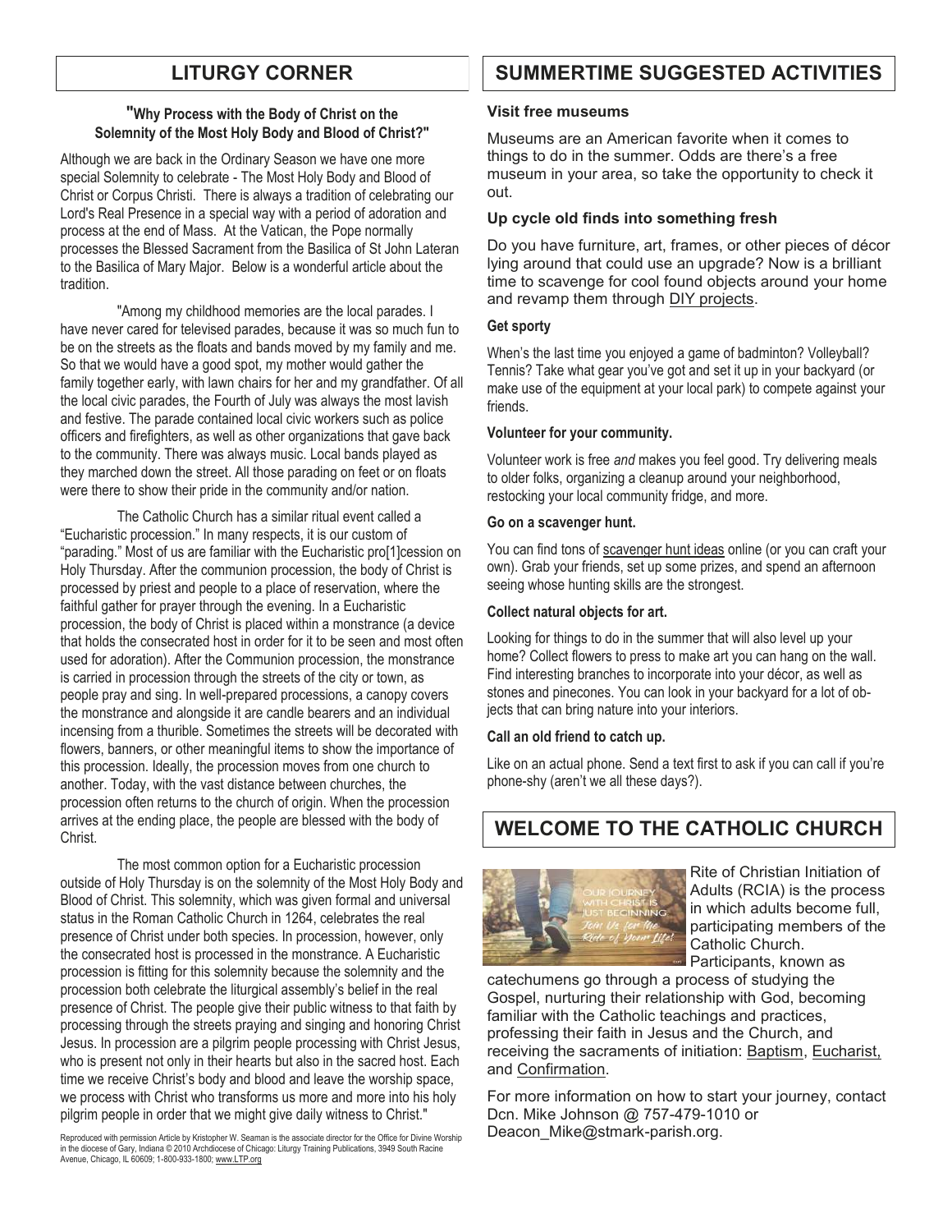## LITURGY CORNER

**"Why Process with the Body of Christ on the Solemnity of the Most Holy Body and Blood of Christ?"**

Although we are back in the Ordinary Season we have one more special Solemnity to celebrate - The Most Holy Body and Blood of Christ or Corpus Christi. There is always a tradition of celebrating our Lord's Real Presence in a special way with a period of adoration and process at the end of Mass. At the Vatican, the Pope normally processes the Blessed Sacrament from the Basilica of St John Lateran to the Basilica of Mary Major. Below is a wonderful article about the tradition.

"Among my childhood memories are the local parades. I have never cared for televised parades, because it was so much fun to be on the streets as the floats and bands moved by my family and me. So that we would have a good spot, my mother would gather the family together early, with lawn chairs for her and my grandfather. Of all the local civic parades, the Fourth of July was always the most lavish and festive. The parade contained local civic workers such as police officers and firefighters, as well as other organizations that gave back to the community. There was always music. Local bands played as they marched down the street. All those parading on feet or on floats were there to show their pride in the community and/or nation.

The Catholic Church has a similar ritual event called a "Eucharistic procession." In many respects, it is our custom of "parading." Most of us are familiar with the Eucharistic pro[1]cession on Holy Thursday. After the communion procession, the body of Christ is processed by priest and people to a place of reservation, where the faithful gather for prayer through the evening. In a Eucharistic procession, the body of Christ is placed within a monstrance (a device that holds the consecrated host in order for it to be seen and most often used for adoration). After the Communion procession, the monstrance is carried in procession through the streets of the city or town, as people pray and sing. In well-prepared processions, a canopy covers the monstrance and alongside it are candle bearers and an individual incensing from a thurible. Sometimes the streets will be decorated with flowers, banners, or other meaningful items to show the importance of this procession. Ideally, the procession moves from one church to another. Today, with the vast distance between churches, the procession often returns to the church of origin. When the procession arrives at the ending place, the people are blessed with the body of Christ.

The most common option for a Eucharistic procession outside of Holy Thursday is on the solemnity of the Most Holy Body and Blood of Christ. This solemnity, which was given formal and universal status in the Roman Catholic Church in 1264, celebrates the real presence of Christ under both species. In procession, however, only the consecrated host is processed in the monstrance. A Eucharistic procession is fitting for this solemnity because the solemnity and the procession both celebrate the liturgical assembly's belief in the real presence of Christ. The people give their public witness to that faith by processing through the streets praying and singing and honoring Christ Jesus. In procession are a pilgrim people processing with Christ Jesus, who is present not only in their hearts but also in the sacred host. Each time we receive Christ's body and blood and leave the worship space, we process with Christ who transforms us more and more into his holy pilgrim people in order that we might give daily witness to Christ."

Reproduced with permission Article by Kristopher W. Seaman is the associate director for the Office for Divine Worship in the diocese of Gary, Indiana © 2010 Archdiocese of Chicago: Liturgy Training Publications, 3949 South Racine Avenue, Chicago, IL 60609; 1-800-933-1800; www.LTP.org

## SUMMERTIME SUGGESTED ACTIVITIES

**Visit free museums**

Museums are an American favorite when it comes to things to do in the summer. Odds are there's a free museum in your area, so take the opportunity to check it out.

**Up cycle old finds into something fresh**

Do you have furniture, art, frames, or other pieces of décor lying around that could use an upgrade? Now is a brilliant time to scavenge for cool found objects around your home and revamp them through DIY projects.

**Get sporty**

When's the last time you enjoyed a game of badminton? Volleyball? Tennis? Take what gear you've got and set it up in your backyard (or make use of the equipment at your local park) to compete against your friends.

**Volunteer for your community.**

Volunteer work is free *and* makes you feel good. Try delivering meals to older folks, organizing a cleanup around your neighborhood, restocking your local community fridge, and more.

**Go on a scavenger hunt.**

You can find tons of scavenger hunt ideas online (or you can craft your own). Grab your friends, set up some prizes, and spend an afternoon seeing whose hunting skills are the strongest.

**Collect natural objects for art.**

Looking for things to do in the summer that will also level up your home? Collect flowers to press to make art you can hang on the wall. Find interesting branches to incorporate into your décor, as well as stones and pinecones. You can look in your backyard for a lot of objects that can bring nature into your interiors.

**Call an old friend to catch up.**

Like on an actual phone. Send a text first to ask if you can call if you're phone-shy (aren't we all these days?).

## WELCOME TO THE CATHOLIC CHURCH

Rite of Christian Initiation of Adults (RCIA) is the process in which adults become full, participating members of the Catholic Church. Participants, known as catechumens go through a process of studying the Gospel, nurturing their relationship with God, becoming familiar with the Catholic teachings and practices, professing their faith in Jesus and the Church, and receiving the sacraments of initiation: Baptism, Eucharist, and Confirmation.

For more information on how to start your journey, contact Dcn. Mike Johnson @ 757-479-1010 or Deacon_Mike@stmark-parish.org.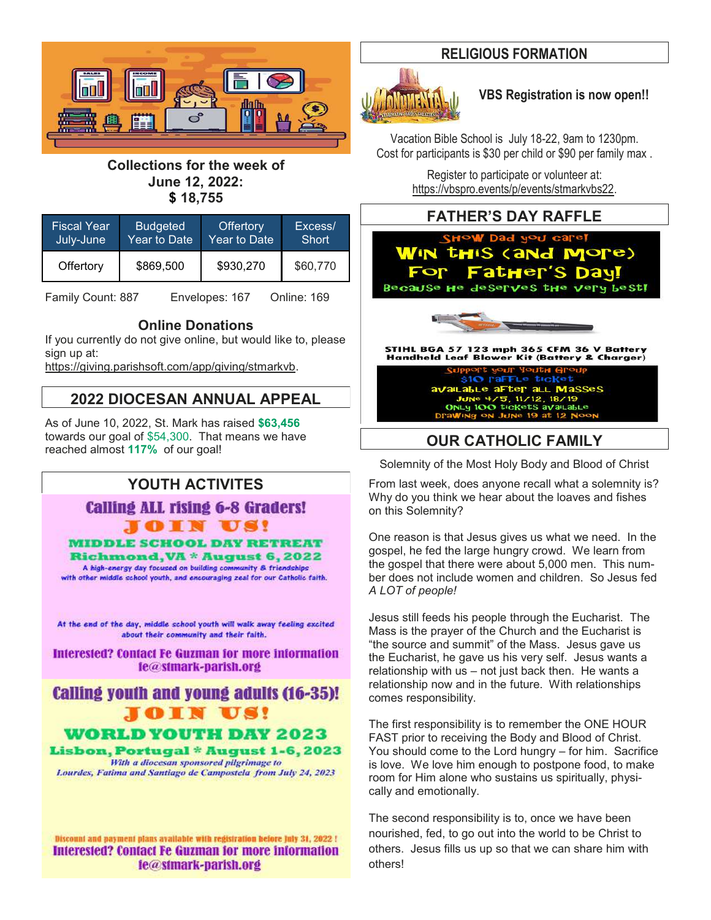**Collections for the week of June 12, 2022: $ 18,755**

| Fiscal Year July-June | Budgeted Year to Date | Offertory Year to Date | Excess/ Short |
|---|---|---|---|
| Offertory | $869,500 | $930,270 | $60,770 |

Family Count: 887  Envelopes: 167  Online: 169

### Online Donations

If you currently do not give online, but would like to, please sign up at:
https://giving.parishsoft.com/app/giving/stmarkvb.

## 2022 DIOCESAN ANNUAL APPEAL

As of June 10, 2022, St. Mark has raised **$63,456** towards our goal of $54,300. That means we have reached almost **117%** of our goal!

## YOUTH ACTIVITES

**Calling ALL rising 6-8 Graders!**

**JOIN US!**

**MIDDLE SCHOOL DAY RETREAT**

**Richmond, VA * August 6, 2022**

A high-energy day focused on building community & friendships with other middle school youth, and encouraging zeal for our Catholic faith.

At the end of the day, middle school youth will walk away feeling excited about their community and their faith.

**Interested? Contact Fe Guzman for more information fe@stmark-parish.org**

**Calling youth and young adults (16-35)!**

**JOIN US!**

**WORLD YOUTH DAY 2023**

**Lisbon, Portugal * August 1-6, 2023**

*With a diocesan sponsored pilgrimage to Lourdes, Fatima and Santiago de Compostela from July 24, 2023*

Discount and payment plans available with registration before July 31, 2022 !

**Interested? Contact Fe Guzman for more information fe@stmark-parish.org**

## RELIGIOUS FORMATION

**VBS Registration is now open!!**

Vacation Bible School is July 18-22, 9am to 1230pm. Cost for participants is $30 per child or $90 per family max .

Register to participate or volunteer at: https://vbspro.events/p/events/stmarkvb22.

## FATHER'S DAY RAFFLE

Show Dad you care!

**Win this (and More) For Father's Day!**

Because he deserves the very best!

STIHL BGA 57 123 mph 365 CFM 36 V Battery Handheld Leaf Blower Kit (Battery & Charger)

Support your Youth Group
$10 raffle ticket
available after all Masses
June 4/5, 11/12, 18/19
Only 100 tickets available
Drawing on June 19 at 12 Noon

## OUR CATHOLIC FAMILY

Solemnity of the Most Holy Body and Blood of Christ

From last week, does anyone recall what a solemnity is? Why do you think we hear about the loaves and fishes on this Solemnity?

One reason is that Jesus gives us what we need. In the gospel, he fed the large hungry crowd. We learn from the gospel that there were about 5,000 men. This number does not include women and children. So Jesus fed *A LOT of people!*

Jesus still feeds his people through the Eucharist. The Mass is the prayer of the Church and the Eucharist is "the source and summit" of the Mass. Jesus gave us the Eucharist, he gave us his very self. Jesus wants a relationship with us – not just back then. He wants a relationship now and in the future. With relationships comes responsibility.

The first responsibility is to remember the ONE HOUR FAST prior to receiving the Body and Blood of Christ. You should come to the Lord hungry – for him. Sacrifice is love. We love him enough to postpone food, to make room for Him alone who sustains us spiritually, physically and emotionally.

The second responsibility is to, once we have been nourished, fed, to go out into the world to be Christ to others. Jesus fills us up so that we can share him with others!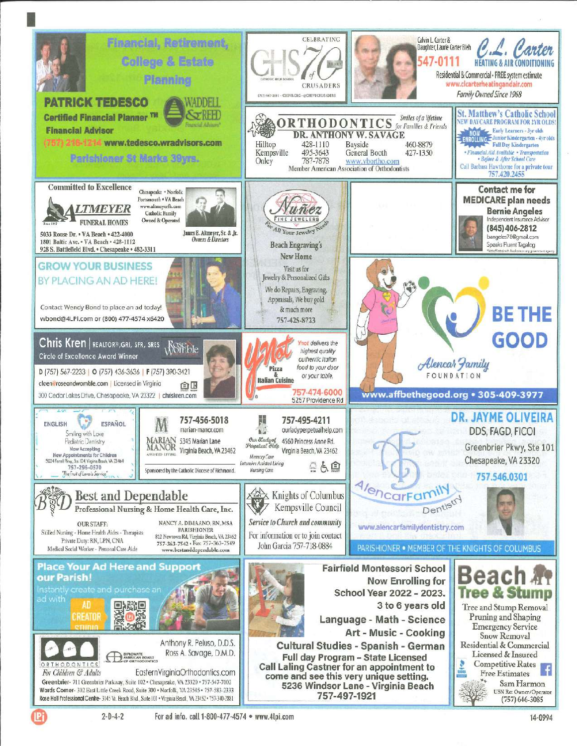## Financial, Retirement, College & Estate Planning

**PATRICK TEDESCO**
**Certified Financial Planner™**
**Financial Advisor**

WADDELL & REED Financial Advisors

(757) 216-1214 www.tedesco.wradvisors.com

Parishioner St Marks 39yrs.

---

CELEBRATING CHS 70 of YEARS CRUSADERS

CATHOLIC HIGH SCHOOL

(757) 467-2881 • CHSVB.ORG • @CHSVBCRUSADERS

---

Calvin L. Carter & Daughter, Laurie Carter Bleh

**C.L. Carter HEATING & AIR CONDITIONING**

547-0111

Residential & Commercial • FREE system estimate

www.clcarterheatingandair.com

Family Owned Since 1968

---

**ORTHODONTICS** Smiles of a lifetime for Families & Friends

**DR. ANTHONY W. SAVAGE**

| | | | |
|---|---|---|---|
| Hilltop | 428-1110 | Bayside | 460-8879 |
| Kempsville | 495-3643 | General Booth | 427-1350 |
| Onley | 787-7878 | www.vbortho.com | |

Member American Association of Orthodontists

---

**St. Matthew's Catholic School**

NEW DAYCARE PROGRAM FOR 2YR OLDS!

NOW ENROLLING
- Early Learners - 3yr olds
- Junior Kindergarten - 4yr olds
- Full Day Kindergarten

• Financial Aid Available • Transportation • Before & After School Care

Call Barbara Hawthorne for a private tour 757.420.2455

---

Committed to Excellence

**ALTMEYER FUNERAL HOMES** Since 1917

Chesapeake • Norfolk Portsmouth • VA Beach
www.altmeyerfh.com
Catholic Family Owned & Operated

James E. Altmeyer, Sr. & Jr. Owners & Directors

5033 Rouse Dr. • VA Beach • 422-4000
1801 Baltic Ave. • VA Beach • 428-1112
928 S. Battlefield Blvd. • Chesapeake • 482-3311

---

**Nuñez FINE JEWELERS**

For All Your Jewelry Needs

Beach Engraving's New Home

Visit us for Jewelry & Personalized Gifts

We do Repairs, Engraving, Appraisals, We buy gold & much more

757-425-8723

---

**Contact me for MEDICARE plan needs**

**Bernie Angeles**
Independent Insurance Advisor
(845) 406-2812
bangeles78@gmail.com
Speaks Fluent Tagalog

---

**GROW YOUR BUSINESS BY PLACING AN AD HERE!**

Contact Wendy Bond to place an ad today!
wbond@4LPi.com or (800) 477-4574 x6420

---

**BE THE GOOD**

Alencar Family FOUNDATION

www.affbethegood.org • 305-409-3977

---

**Chris Kren** | REALTOR®, GRI, SFR, SRES — Rose & Womble

Circle of Excellence Award Winner

D (757) 567-2233 | O (757) 436-3636 | F (757) 390-3421

ckren@roseandwomble.com | Licensed in Virginia

300 Cedar Lakes Drive, Chesapeake, VA 23322 | chriskren.com

---

**Ynot Pizza & Italian Cuisine**

Ynot delivers the highest quality authentic Italian food to your door or your table.

757-474-6000
5257 Providence Rd

---

ENGLISH — ESPAÑOL

Smiling with Love Pediatric Dentistry

Now Accepting New Appointments for Children

5024 Farrell Pkwy, Ste 104 Virginia Beach VA 23464

757-295-0570

"The Fruit of Love is Service"

---

**MARIAN MANOR** ASSISTED LIVING

757-456-5018
marian-manor.com
5345 Marian Lane
Virginia Beach, VA 23462

Sponsored by the Catholic Diocese of Richmond.

---

**Our Lady of Perpetual Help**

757-495-4211
ourladyperpetualhelp.com
4560 Princess Anne Rd.
Virginia Beach, VA 23462

Memory Care
Extensive Assisted Living
Nursing Care

---

**DR. JAYME OLIVEIRA**

DDS, FAGD, FICOI

Greenbrier Pkwy, Ste 101
Chesapeake, VA 23320

757.546.0301

Alencar Family Dentistry

www.alencarfamilydentistry.com

PARISHIONER • MEMBER OF THE KNIGHTS OF COLUMBUS

---

**Best and Dependable**
**Professional Nursing & Home Health Care, Inc.**

OUR STAFF:
Skilled Nursing - Home Health Aides - Therapists
Private Duty: RN, LPN, CNA
Medical Social Worker - Personal Care Aide

NANCY A. DIMAANO, RN, MSA
PARISHIONER
812 Newtown Rd, Virginia Beach, VA 23462
757-363-7542 • Fax: 757-363-7549
www.bestanddependable.com

---

**Knights of Columbus**
**Kempsville Council**

*Service to Church and community*

For information or to join contact John Garcia 757-718-0884

---

**Place Your Ad Here and Support our Parish!**

Instantly create and purchase an ad with AD CREATOR STUDIO

---

**Fairfield Montessori School**

Now Enrolling for School Year 2022 - 2023.

3 to 6 years old

Language - Math - Science

Art - Music - Cooking

Cultural Studies - Spanish - German

Full day Program - State Licensed

Call Laling Castner for an appointment to come and see this very unique setting.

5236 Windsor Lane - Virginia Beach

757-497-1921

---

**Beach Tree & Stump**

Tree and Stump Removal
Pruning and Shaping
Emergency Service
Snow Removal
Residential & Commercial
Licensed & Insured
Competitive Rates
Free Estimates

Sam Harmon
USN Ret Owner/Operator
(757) 646-3085

---

ORTHODONTICS — For Children & Adults

DIPLOMATE AMERICAN BOARD OF ORTHODONTICS

Anthony R. Peluso, D.D.S.
Ross A. Savage, D.M.D.

EasternVirginiaOrthodontics.com

Greenbrier - 711 Greenbrier Parkway, Suite 102 • Chesapeake, VA 23320 • 757-547-7002
Wards Corner - 302 East Little Creek Road, Suite 300 • Norfolk, VA 23505 • 757-583-2333
Rose Hall Professional Centre - 3145 Va. Beach Blvd., Suite 101 • Virginia Beach, VA 23452 • 757-340-2881

---

2-D-4-2 For ad info. call 1-800-477-4574 • www.4lpi.com 14-0994